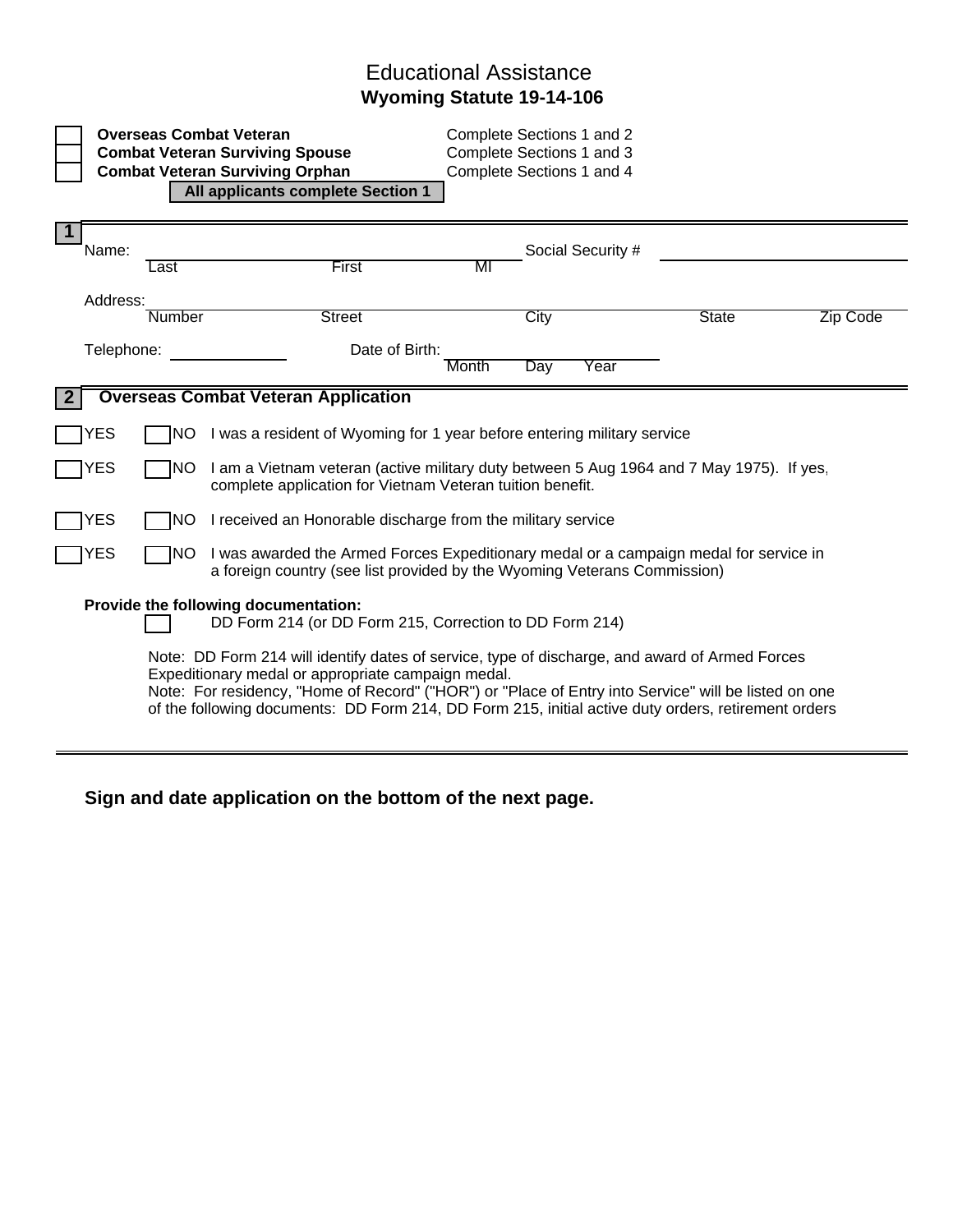# Educational Assistance

## Wyoming Statute 19-14-106

| | Applicant Type | Sections to Complete |
|---|---|---|
| ☐ | **Overseas Combat Veteran** | Complete Sections 1 and 2 |
| ☐ | **Combat Veteran Surviving Spouse** | Complete Sections 1 and 3 |
| ☐ | **Combat Veteran Surviving Orphan** | Complete Sections 1 and 4 |

**All applicants complete Section 1**

---

### 1

Name: ______________________________________ (Last / First / MI)   Social Security # ____________________

Address: ______________________________________ (Number / Street / City / State / Zip Code)

Telephone: ______________   Date of Birth: ______________ (Month / Day / Year)

---

### 2 Overseas Combat Veteran Application

☐ YES ☐ NO I was a resident of Wyoming for 1 year before entering military service

☐ YES ☐ NO I am a Vietnam veteran (active military duty between 5 Aug 1964 and 7 May 1975). If yes, complete application for Vietnam Veteran tuition benefit.

☐ YES ☐ NO I received an Honorable discharge from the military service

☐ YES ☐ NO I was awarded the Armed Forces Expeditionary medal or a campaign medal for service in a foreign country (see list provided by the Wyoming Veterans Commission)

**Provide the following documentation:**

☐ DD Form 214 (or DD Form 215, Correction to DD Form 214)

Note: DD Form 214 will identify dates of service, type of discharge, and award of Armed Forces Expeditionary medal or appropriate campaign medal.
Note: For residency, "Home of Record" ("HOR") or "Place of Entry into Service" will be listed on one of the following documents: DD Form 214, DD Form 215, initial active duty orders, retirement orders

---

**Sign and date application on the bottom of the next page.**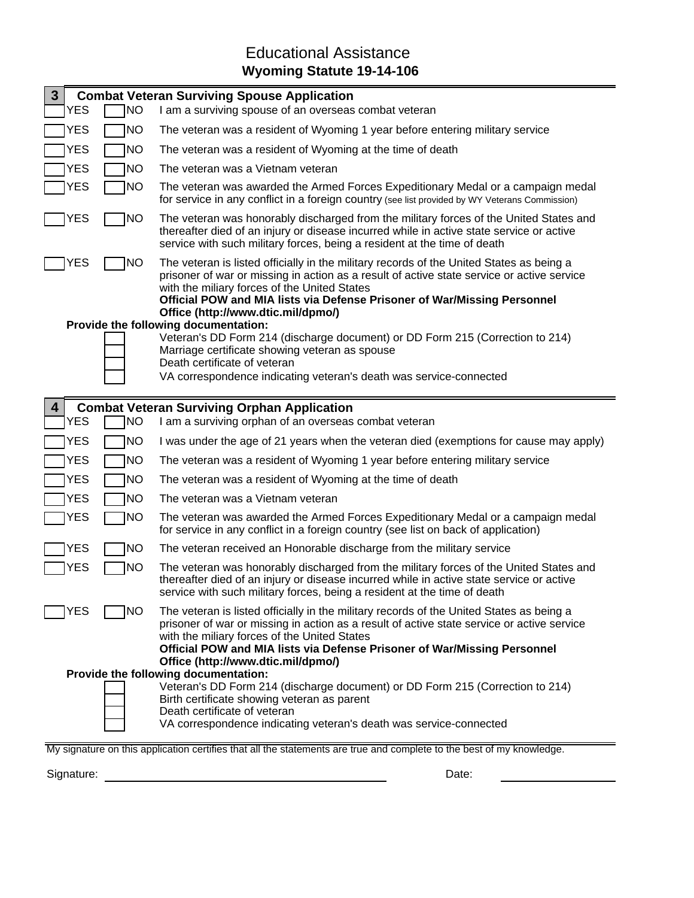# Educational Assistance
## Wyoming Statute 19-14-106

### 3 Combat Veteran Surviving Spouse Application

| | | |
|---|---|---|
| ☐ YES | ☐ NO | I am a surviving spouse of an overseas combat veteran |
| ☐ YES | ☐ NO | The veteran was a resident of Wyoming 1 year before entering military service |
| ☐ YES | ☐ NO | The veteran was a resident of Wyoming at the time of death |
| ☐ YES | ☐ NO | The veteran was a Vietnam veteran |
| ☐ YES | ☐ NO | The veteran was awarded the Armed Forces Expeditionary Medal or a campaign medal for service in any conflict in a foreign country (see list provided by WY Veterans Commission) |
| ☐ YES | ☐ NO | The veteran was honorably discharged from the military forces of the United States and thereafter died of an injury or disease incurred while in active state service or active service with such military forces, being a resident at the time of death |
| ☐ YES | ☐ NO | The veteran is listed officially in the military records of the United States as being a prisoner of war or missing in action as a result of active state service or active service with the miliary forces of the United States **Official POW and MIA lists via Defense Prisoner of War/Missing Personnel Office (http://www.dtic.mil/dpmo/)** |

**Provide the following documentation:**

- ☐ Veteran's DD Form 214 (discharge document) or DD Form 215 (Correction to 214)
- ☐ Marriage certificate showing veteran as spouse
- ☐ Death certificate of veteran
- ☐ VA correspondence indicating veteran's death was service-connected

### 4 Combat Veteran Surviving Orphan Application

| | | |
|---|---|---|
| ☐ YES | ☐ NO | I am a surviving orphan of an overseas combat veteran |
| ☐ YES | ☐ NO | I was under the age of 21 years when the veteran died (exemptions for cause may apply) |
| ☐ YES | ☐ NO | The veteran was a resident of Wyoming 1 year before entering military service |
| ☐ YES | ☐ NO | The veteran was a resident of Wyoming at the time of death |
| ☐ YES | ☐ NO | The veteran was a Vietnam veteran |
| ☐ YES | ☐ NO | The veteran was awarded the Armed Forces Expeditionary Medal or a campaign medal for service in any conflict in a foreign country (see list on back of application) |
| ☐ YES | ☐ NO | The veteran received an Honorable discharge from the military service |
| ☐ YES | ☐ NO | The veteran was honorably discharged from the military forces of the United States and thereafter died of an injury or disease incurred while in active state service or active service with such military forces, being a resident at the time of death |
| ☐ YES | ☐ NO | The veteran is listed officially in the military records of the United States as being a prisoner of war or missing in action as a result of active state service or active service with the miliary forces of the United States **Official POW and MIA lists via Defense Prisoner of War/Missing Personnel Office (http://www.dtic.mil/dpmo/)** |

**Provide the following documentation:**

- ☐ Veteran's DD Form 214 (discharge document) or DD Form 215 (Correction to 214)
- ☐ Birth certificate showing veteran as parent
- ☐ Death certificate of veteran
- ☐ VA correspondence indicating veteran's death was service-connected

My signature on this application certifies that all the statements are true and complete to the best of my knowledge.

Signature: ______________________________ Date: ______________